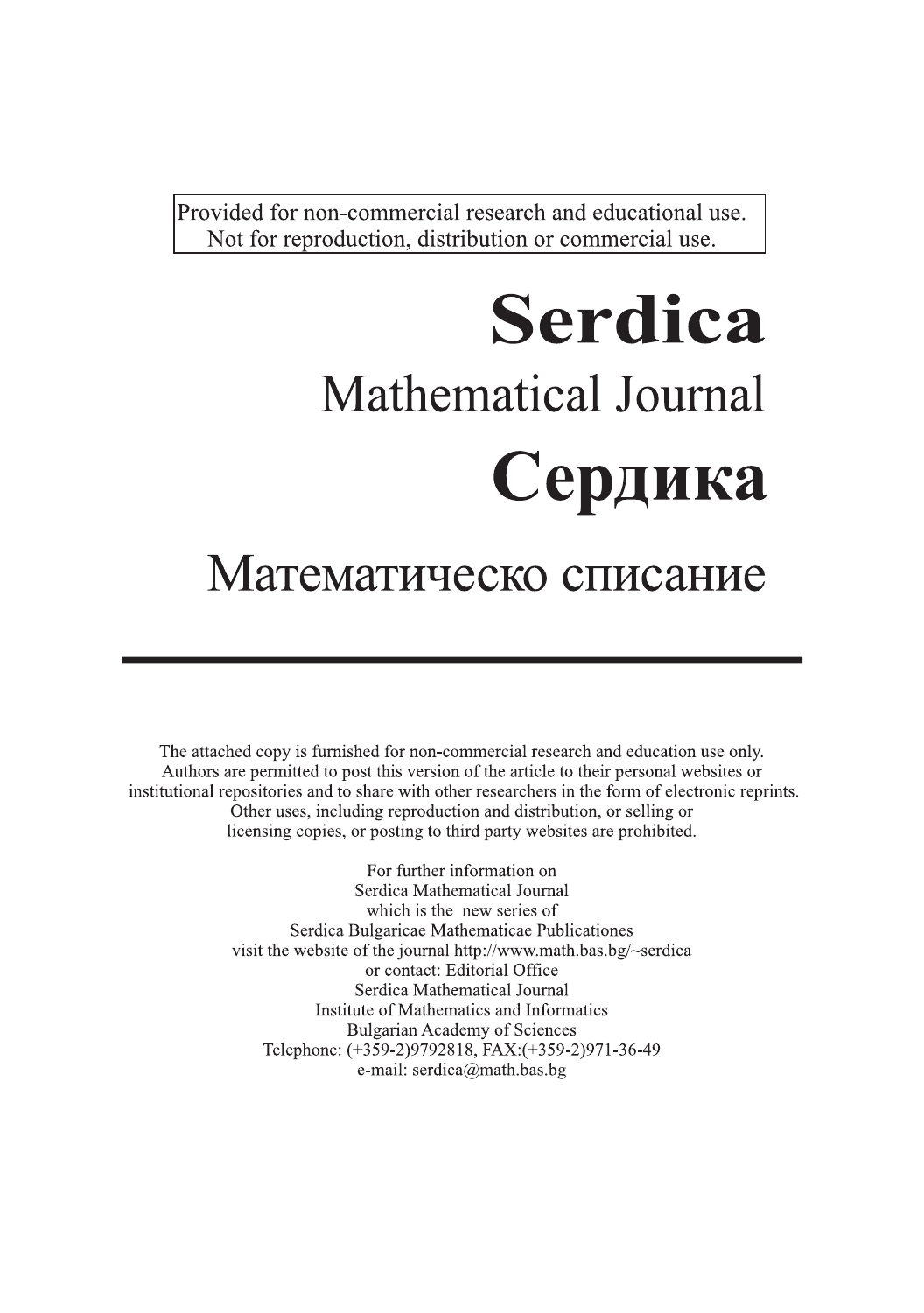Provided for non-commercial research and educational use.
Not for reproduction, distribution or commercial use.

# Serdica

## Mathematical Journal

# Сердика

## Математическо списание

The attached copy is furnished for non-commercial research and education use only. Authors are permitted to post this version of the article to their personal websites or institutional repositories and to share with other researchers in the form of electronic reprints. Other uses, including reproduction and distribution, or selling or licensing copies, or posting to third party websites are prohibited.

For further information on
Serdica Mathematical Journal
which is the new series of
Serdica Bulgaricae Mathematicae Publicationes
visit the website of the journal http://www.math.bas.bg/~serdica
or contact: Editorial Office
Serdica Mathematical Journal
Institute of Mathematics and Informatics
Bulgarian Academy of Sciences
Telephone: (+359-2)9792818, FAX:(+359-2)971-36-49
e-mail: serdica@math.bas.bg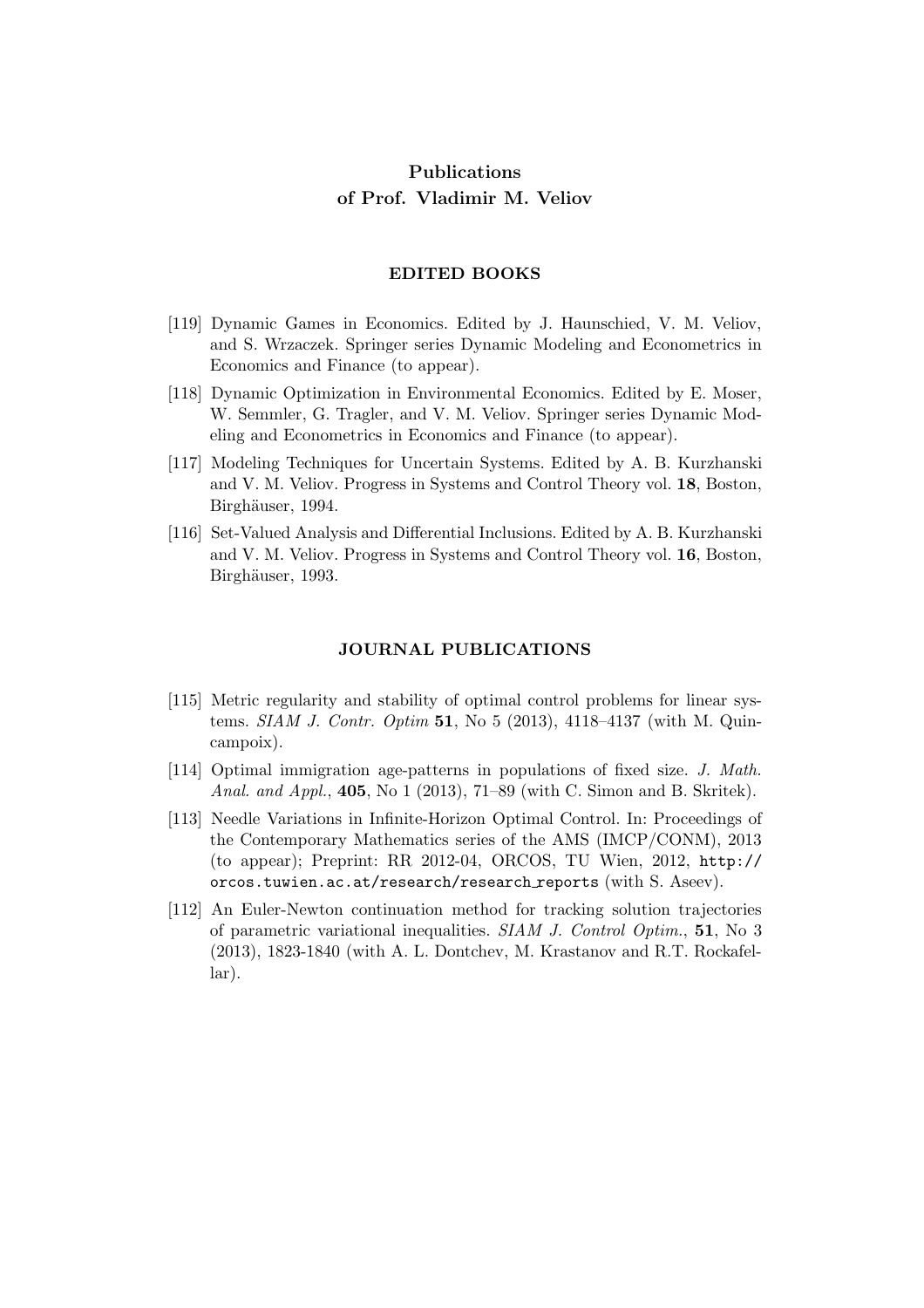# Publications of Prof. Vladimir M. Veliov

## EDITED BOOKS

[119] Dynamic Games in Economics. Edited by J. Haunschied, V. M. Veliov, and S. Wrzaczek. Springer series Dynamic Modeling and Econometrics in Economics and Finance (to appear).

[118] Dynamic Optimization in Environmental Economics. Edited by E. Moser, W. Semmler, G. Tragler, and V. M. Veliov. Springer series Dynamic Modeling and Econometrics in Economics and Finance (to appear).

[117] Modeling Techniques for Uncertain Systems. Edited by A. B. Kurzhanski and V. M. Veliov. Progress in Systems and Control Theory vol. **18**, Boston, Birghäuser, 1994.

[116] Set-Valued Analysis and Differential Inclusions. Edited by A. B. Kurzhanski and V. M. Veliov. Progress in Systems and Control Theory vol. **16**, Boston, Birghäuser, 1993.

## JOURNAL PUBLICATIONS

[115] Metric regularity and stability of optimal control problems for linear systems. *SIAM J. Contr. Optim* **51**, No 5 (2013), 4118–4137 (with M. Quincampoix).

[114] Optimal immigration age-patterns in populations of fixed size. *J. Math. Anal. and Appl.*, **405**, No 1 (2013), 71–89 (with C. Simon and B. Skritek).

[113] Needle Variations in Infinite-Horizon Optimal Control. In: Proceedings of the Contemporary Mathematics series of the AMS (IMCP/CONM), 2013 (to appear); Preprint: RR 2012-04, ORCOS, TU Wien, 2012, `http://orcos.tuwien.ac.at/research/research_reports` (with S. Aseev).

[112] An Euler-Newton continuation method for tracking solution trajectories of parametric variational inequalities. *SIAM J. Control Optim.*, **51**, No 3 (2013), 1823-1840 (with A. L. Dontchev, M. Krastanov and R.T. Rockafellar).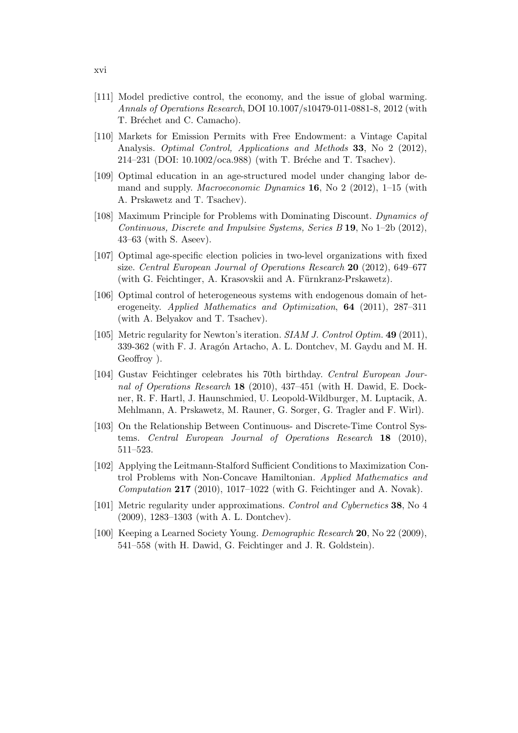[111] Model predictive control, the economy, and the issue of global warming. *Annals of Operations Research*, DOI 10.1007/s10479-011-0881-8, 2012 (with T. Bréchet and C. Camacho).

[110] Markets for Emission Permits with Free Endowment: a Vintage Capital Analysis. *Optimal Control, Applications and Methods* **33**, No 2 (2012), 214–231 (DOI: 10.1002/oca.988) (with T. Bréche and T. Tsachev).

[109] Optimal education in an age-structured model under changing labor demand and supply. *Macroeconomic Dynamics* **16**, No 2 (2012), 1–15 (with A. Prskawetz and T. Tsachev).

[108] Maximum Principle for Problems with Dominating Discount. *Dynamics of Continuous, Discrete and Impulsive Systems, Series B* **19**, No 1–2b (2012), 43–63 (with S. Aseev).

[107] Optimal age-specific election policies in two-level organizations with fixed size. *Central European Journal of Operations Research* **20** (2012), 649–677 (with G. Feichtinger, A. Krasovskii and A. Fürnkranz-Prskawetz).

[106] Optimal control of heterogeneous systems with endogenous domain of heterogeneity. *Applied Mathematics and Optimization*, **64** (2011), 287–311 (with A. Belyakov and T. Tsachev).

[105] Metric regularity for Newton's iteration. *SIAM J. Control Optim.* **49** (2011), 339-362 (with F. J. Aragón Artacho, A. L. Dontchev, M. Gaydu and M. H. Geoffroy ).

[104] Gustav Feichtinger celebrates his 70th birthday. *Central European Journal of Operations Research* **18** (2010), 437–451 (with H. Dawid, E. Dockner, R. F. Hartl, J. Haunschmied, U. Leopold-Wildburger, M. Luptacik, A. Mehlmann, A. Prskawetz, M. Rauner, G. Sorger, G. Tragler and F. Wirl).

[103] On the Relationship Between Continuous- and Discrete-Time Control Systems. *Central European Journal of Operations Research* **18** (2010), 511–523.

[102] Applying the Leitmann-Stalford Sufficient Conditions to Maximization Control Problems with Non-Concave Hamiltonian. *Applied Mathematics and Computation* **217** (2010), 1017–1022 (with G. Feichtinger and A. Novak).

[101] Metric regularity under approximations. *Control and Cybernetics* **38**, No 4 (2009), 1283–1303 (with A. L. Dontchev).

[100] Keeping a Learned Society Young. *Demographic Research* **20**, No 22 (2009), 541–558 (with H. Dawid, G. Feichtinger and J. R. Goldstein).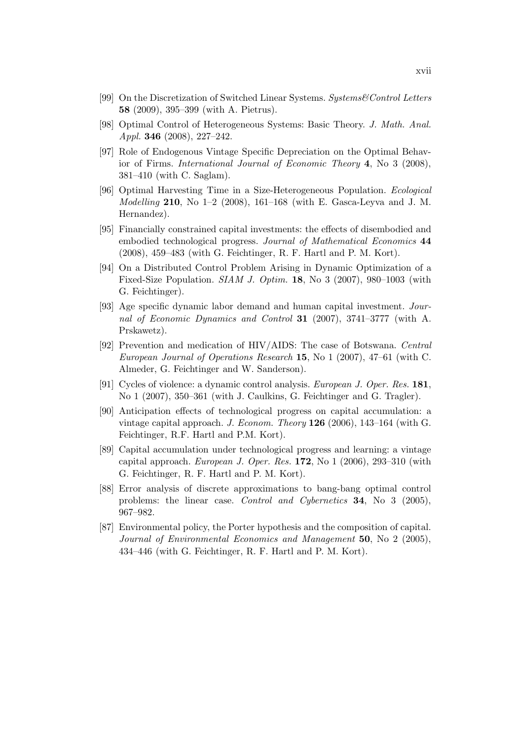[99] On the Discretization of Switched Linear Systems. *Systems&Control Letters* **58** (2009), 395–399 (with A. Pietrus).

[98] Optimal Control of Heterogeneous Systems: Basic Theory. *J. Math. Anal. Appl.* **346** (2008), 227–242.

[97] Role of Endogenous Vintage Specific Depreciation on the Optimal Behavior of Firms. *International Journal of Economic Theory* **4**, No 3 (2008), 381–410 (with C. Saglam).

[96] Optimal Harvesting Time in a Size-Heterogeneous Population. *Ecological Modelling* **210**, No 1–2 (2008), 161–168 (with E. Gasca-Leyva and J. M. Hernandez).

[95] Financially constrained capital investments: the effects of disembodied and embodied technological progress. *Journal of Mathematical Economics* **44** (2008), 459–483 (with G. Feichtinger, R. F. Hartl and P. M. Kort).

[94] On a Distributed Control Problem Arising in Dynamic Optimization of a Fixed-Size Population. *SIAM J. Optim.* **18**, No 3 (2007), 980–1003 (with G. Feichtinger).

[93] Age specific dynamic labor demand and human capital investment. *Journal of Economic Dynamics and Control* **31** (2007), 3741–3777 (with A. Prskawetz).

[92] Prevention and medication of HIV/AIDS: The case of Botswana. *Central European Journal of Operations Research* **15**, No 1 (2007), 47–61 (with C. Almeder, G. Feichtinger and W. Sanderson).

[91] Cycles of violence: a dynamic control analysis. *European J. Oper. Res.* **181**, No 1 (2007), 350–361 (with J. Caulkins, G. Feichtinger and G. Tragler).

[90] Anticipation effects of technological progress on capital accumulation: a vintage capital approach. *J. Econom. Theory* **126** (2006), 143–164 (with G. Feichtinger, R.F. Hartl and P.M. Kort).

[89] Capital accumulation under technological progress and learning: a vintage capital approach. *European J. Oper. Res.* **172**, No 1 (2006), 293–310 (with G. Feichtinger, R. F. Hartl and P. M. Kort).

[88] Error analysis of discrete approximations to bang-bang optimal control problems: the linear case. *Control and Cybernetics* **34**, No 3 (2005), 967–982.

[87] Environmental policy, the Porter hypothesis and the composition of capital. *Journal of Environmental Economics and Management* **50**, No 2 (2005), 434–446 (with G. Feichtinger, R. F. Hartl and P. M. Kort).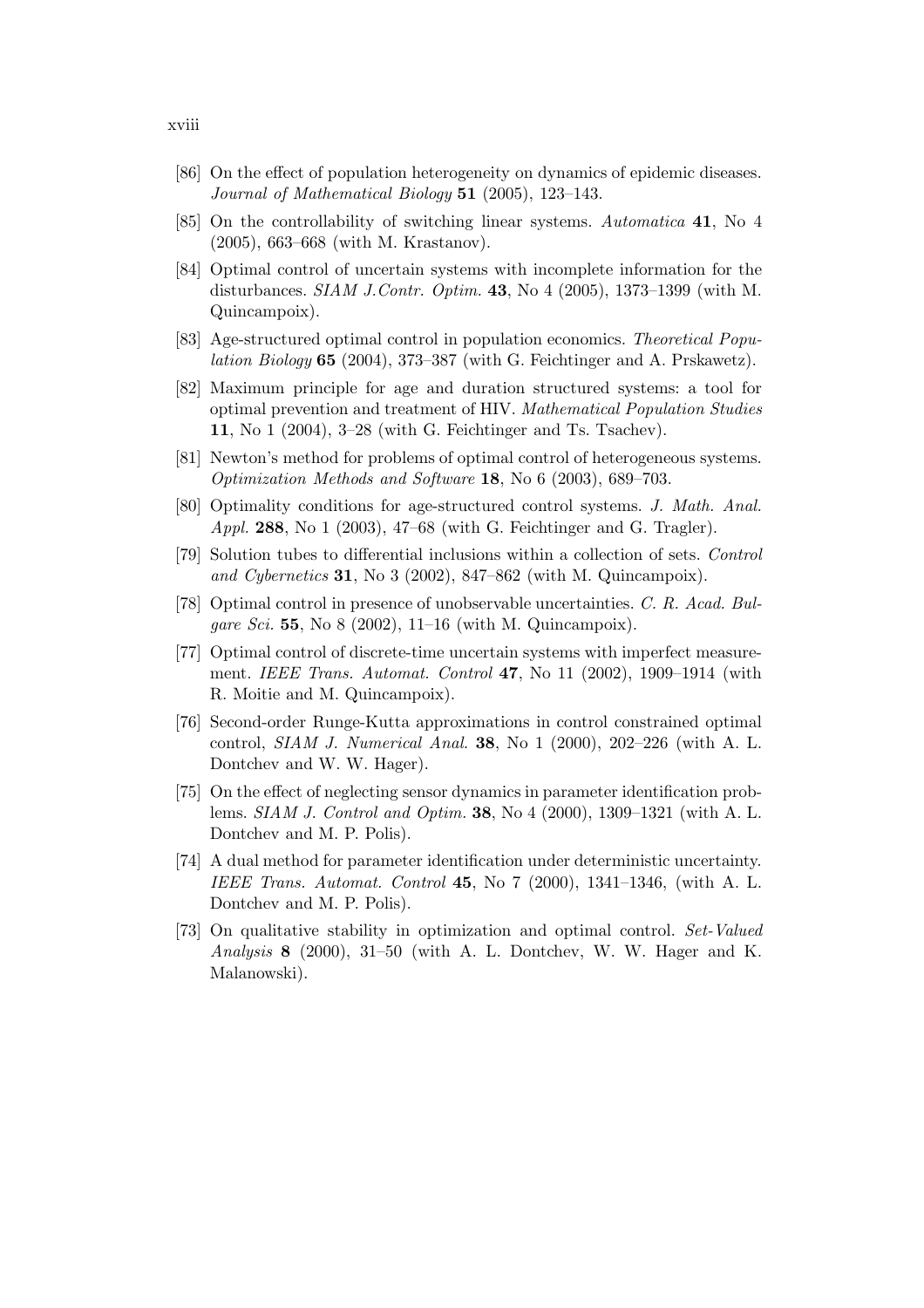[86] On the effect of population heterogeneity on dynamics of epidemic diseases. *Journal of Mathematical Biology* **51** (2005), 123–143.

[85] On the controllability of switching linear systems. *Automatica* **41**, No 4 (2005), 663–668 (with M. Krastanov).

[84] Optimal control of uncertain systems with incomplete information for the disturbances. *SIAM J.Contr. Optim.* **43**, No 4 (2005), 1373–1399 (with M. Quincampoix).

[83] Age-structured optimal control in population economics. *Theoretical Population Biology* **65** (2004), 373–387 (with G. Feichtinger and A. Prskawetz).

[82] Maximum principle for age and duration structured systems: a tool for optimal prevention and treatment of HIV. *Mathematical Population Studies* **11**, No 1 (2004), 3–28 (with G. Feichtinger and Ts. Tsachev).

[81] Newton's method for problems of optimal control of heterogeneous systems. *Optimization Methods and Software* **18**, No 6 (2003), 689–703.

[80] Optimality conditions for age-structured control systems. *J. Math. Anal. Appl.* **288**, No 1 (2003), 47–68 (with G. Feichtinger and G. Tragler).

[79] Solution tubes to differential inclusions within a collection of sets. *Control and Cybernetics* **31**, No 3 (2002), 847–862 (with M. Quincampoix).

[78] Optimal control in presence of unobservable uncertainties. *C. R. Acad. Bulgare Sci.* **55**, No 8 (2002), 11–16 (with M. Quincampoix).

[77] Optimal control of discrete-time uncertain systems with imperfect measurement. *IEEE Trans. Automat. Control* **47**, No 11 (2002), 1909–1914 (with R. Moitie and M. Quincampoix).

[76] Second-order Runge-Kutta approximations in control constrained optimal control, *SIAM J. Numerical Anal.* **38**, No 1 (2000), 202–226 (with A. L. Dontchev and W. W. Hager).

[75] On the effect of neglecting sensor dynamics in parameter identification problems. *SIAM J. Control and Optim.* **38**, No 4 (2000), 1309–1321 (with A. L. Dontchev and M. P. Polis).

[74] A dual method for parameter identification under deterministic uncertainty. *IEEE Trans. Automat. Control* **45**, No 7 (2000), 1341–1346, (with A. L. Dontchev and M. P. Polis).

[73] On qualitative stability in optimization and optimal control. *Set-Valued Analysis* **8** (2000), 31–50 (with A. L. Dontchev, W. W. Hager and K. Malanowski).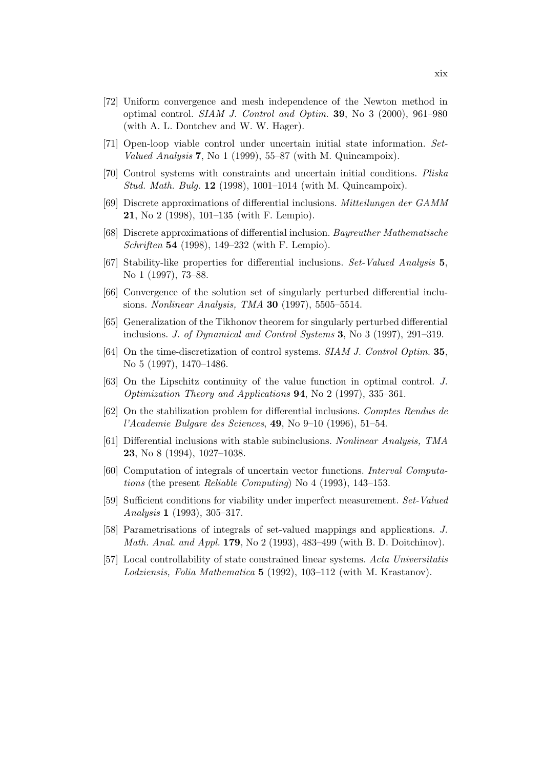[72] Uniform convergence and mesh independence of the Newton method in optimal control. *SIAM J. Control and Optim.* **39**, No 3 (2000), 961–980 (with A. L. Dontchev and W. W. Hager).

[71] Open-loop viable control under uncertain initial state information. *Set-Valued Analysis* **7**, No 1 (1999), 55–87 (with M. Quincampoix).

[70] Control systems with constraints and uncertain initial conditions. *Pliska Stud. Math. Bulg.* **12** (1998), 1001–1014 (with M. Quincampoix).

[69] Discrete approximations of differential inclusions. *Mitteilungen der GAMM* **21**, No 2 (1998), 101–135 (with F. Lempio).

[68] Discrete approximations of differential inclusion. *Bayreuther Mathematische Schriften* **54** (1998), 149–232 (with F. Lempio).

[67] Stability-like properties for differential inclusions. *Set-Valued Analysis* **5**, No 1 (1997), 73–88.

[66] Convergence of the solution set of singularly perturbed differential inclusions. *Nonlinear Analysis, TMA* **30** (1997), 5505–5514.

[65] Generalization of the Tikhonov theorem for singularly perturbed differential inclusions. *J. of Dynamical and Control Systems* **3**, No 3 (1997), 291–319.

[64] On the time-discretization of control systems. *SIAM J. Control Optim.* **35**, No 5 (1997), 1470–1486.

[63] On the Lipschitz continuity of the value function in optimal control. *J. Optimization Theory and Applications* **94**, No 2 (1997), 335–361.

[62] On the stabilization problem for differential inclusions. *Comptes Rendus de l'Academie Bulgare des Sciences*, **49**, No 9–10 (1996), 51–54.

[61] Differential inclusions with stable subinclusions. *Nonlinear Analysis, TMA* **23**, No 8 (1994), 1027–1038.

[60] Computation of integrals of uncertain vector functions. *Interval Computations* (the present *Reliable Computing*) No 4 (1993), 143–153.

[59] Sufficient conditions for viability under imperfect measurement. *Set-Valued Analysis* **1** (1993), 305–317.

[58] Parametrisations of integrals of set-valued mappings and applications. *J. Math. Anal. and Appl.* **179**, No 2 (1993), 483–499 (with B. D. Doitchinov).

[57] Local controllability of state constrained linear systems. *Acta Universitatis Lodziensis, Folia Mathematica* **5** (1992), 103–112 (with M. Krastanov).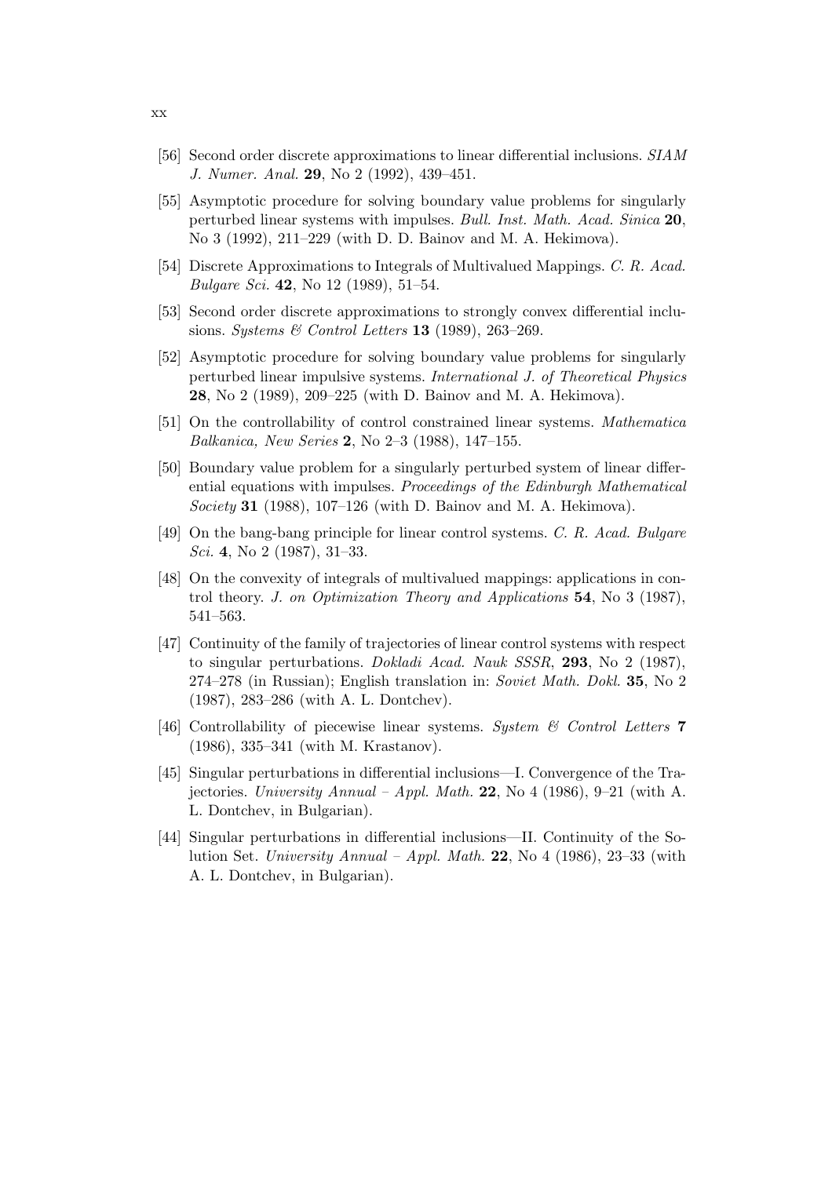[56] Second order discrete approximations to linear differential inclusions. *SIAM J. Numer. Anal.* **29**, No 2 (1992), 439–451.

[55] Asymptotic procedure for solving boundary value problems for singularly perturbed linear systems with impulses. *Bull. Inst. Math. Acad. Sinica* **20**, No 3 (1992), 211–229 (with D. D. Bainov and M. A. Hekimova).

[54] Discrete Approximations to Integrals of Multivalued Mappings. *C. R. Acad. Bulgare Sci.* **42**, No 12 (1989), 51–54.

[53] Second order discrete approximations to strongly convex differential inclusions. *Systems & Control Letters* **13** (1989), 263–269.

[52] Asymptotic procedure for solving boundary value problems for singularly perturbed linear impulsive systems. *International J. of Theoretical Physics* **28**, No 2 (1989), 209–225 (with D. Bainov and M. A. Hekimova).

[51] On the controllability of control constrained linear systems. *Mathematica Balkanica, New Series* **2**, No 2–3 (1988), 147–155.

[50] Boundary value problem for a singularly perturbed system of linear differential equations with impulses. *Proceedings of the Edinburgh Mathematical Society* **31** (1988), 107–126 (with D. Bainov and M. A. Hekimova).

[49] On the bang-bang principle for linear control systems. *C. R. Acad. Bulgare Sci.* **4**, No 2 (1987), 31–33.

[48] On the convexity of integrals of multivalued mappings: applications in control theory. *J. on Optimization Theory and Applications* **54**, No 3 (1987), 541–563.

[47] Continuity of the family of trajectories of linear control systems with respect to singular perturbations. *Dokladi Acad. Nauk SSSR*, **293**, No 2 (1987), 274–278 (in Russian); English translation in: *Soviet Math. Dokl.* **35**, No 2 (1987), 283–286 (with A. L. Dontchev).

[46] Controllability of piecewise linear systems. *System & Control Letters* **7** (1986), 335–341 (with M. Krastanov).

[45] Singular perturbations in differential inclusions—I. Convergence of the Trajectories. *University Annual – Appl. Math.* **22**, No 4 (1986), 9–21 (with A. L. Dontchev, in Bulgarian).

[44] Singular perturbations in differential inclusions—II. Continuity of the Solution Set. *University Annual – Appl. Math.* **22**, No 4 (1986), 23–33 (with A. L. Dontchev, in Bulgarian).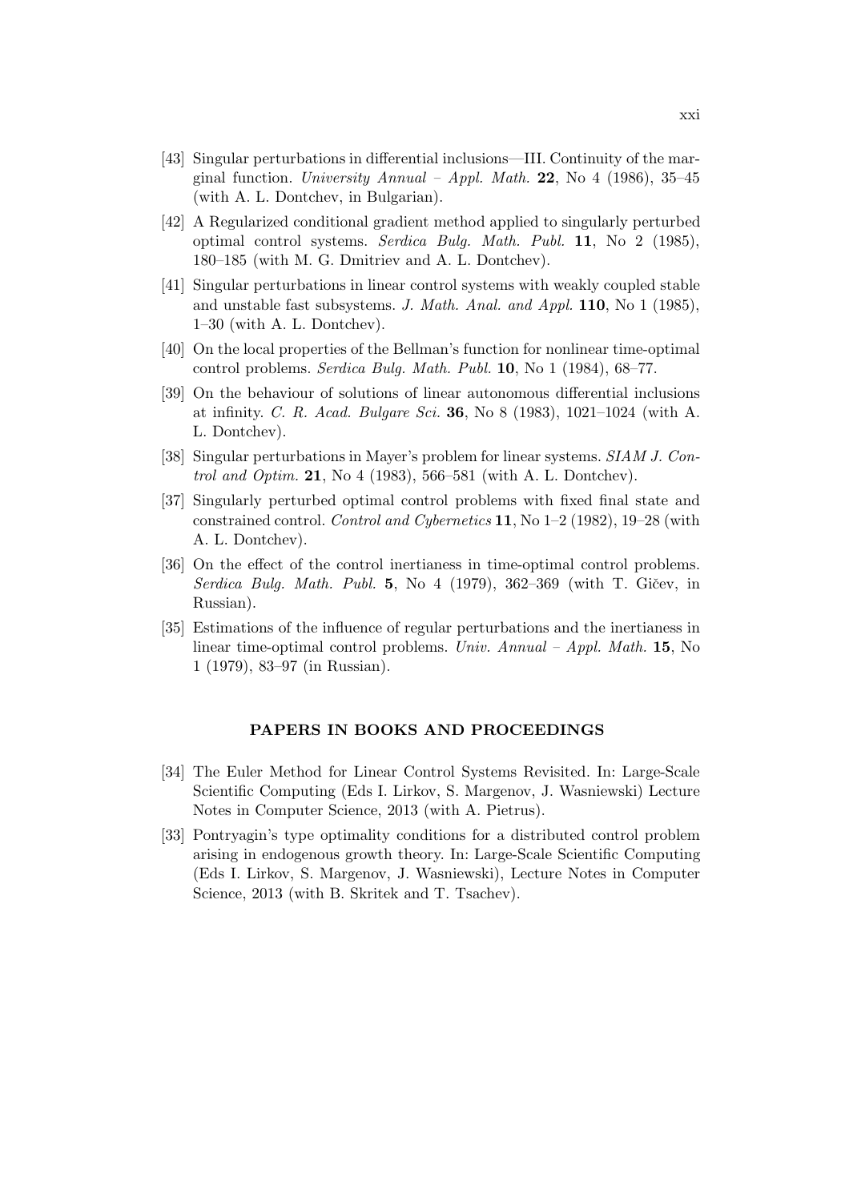[43] Singular perturbations in differential inclusions—III. Continuity of the marginal function. *University Annual – Appl. Math.* **22**, No 4 (1986), 35–45 (with A. L. Dontchev, in Bulgarian).

[42] A Regularized conditional gradient method applied to singularly perturbed optimal control systems. *Serdica Bulg. Math. Publ.* **11**, No 2 (1985), 180–185 (with M. G. Dmitriev and A. L. Dontchev).

[41] Singular perturbations in linear control systems with weakly coupled stable and unstable fast subsystems. *J. Math. Anal. and Appl.* **110**, No 1 (1985), 1–30 (with A. L. Dontchev).

[40] On the local properties of the Bellman's function for nonlinear time-optimal control problems. *Serdica Bulg. Math. Publ.* **10**, No 1 (1984), 68–77.

[39] On the behaviour of solutions of linear autonomous differential inclusions at infinity. *C. R. Acad. Bulgare Sci.* **36**, No 8 (1983), 1021–1024 (with A. L. Dontchev).

[38] Singular perturbations in Mayer's problem for linear systems. *SIAM J. Control and Optim.* **21**, No 4 (1983), 566–581 (with A. L. Dontchev).

[37] Singularly perturbed optimal control problems with fixed final state and constrained control. *Control and Cybernetics* **11**, No 1–2 (1982), 19–28 (with A. L. Dontchev).

[36] On the effect of the control inertianess in time-optimal control problems. *Serdica Bulg. Math. Publ.* **5**, No 4 (1979), 362–369 (with T. Gičev, in Russian).

[35] Estimations of the influence of regular perturbations and the inertianess in linear time-optimal control problems. *Univ. Annual – Appl. Math.* **15**, No 1 (1979), 83–97 (in Russian).

## PAPERS IN BOOKS AND PROCEEDINGS

[34] The Euler Method for Linear Control Systems Revisited. In: Large-Scale Scientific Computing (Eds I. Lirkov, S. Margenov, J. Wasniewski) Lecture Notes in Computer Science, 2013 (with A. Pietrus).

[33] Pontryagin's type optimality conditions for a distributed control problem arising in endogenous growth theory. In: Large-Scale Scientific Computing (Eds I. Lirkov, S. Margenov, J. Wasniewski), Lecture Notes in Computer Science, 2013 (with B. Skritek and T. Tsachev).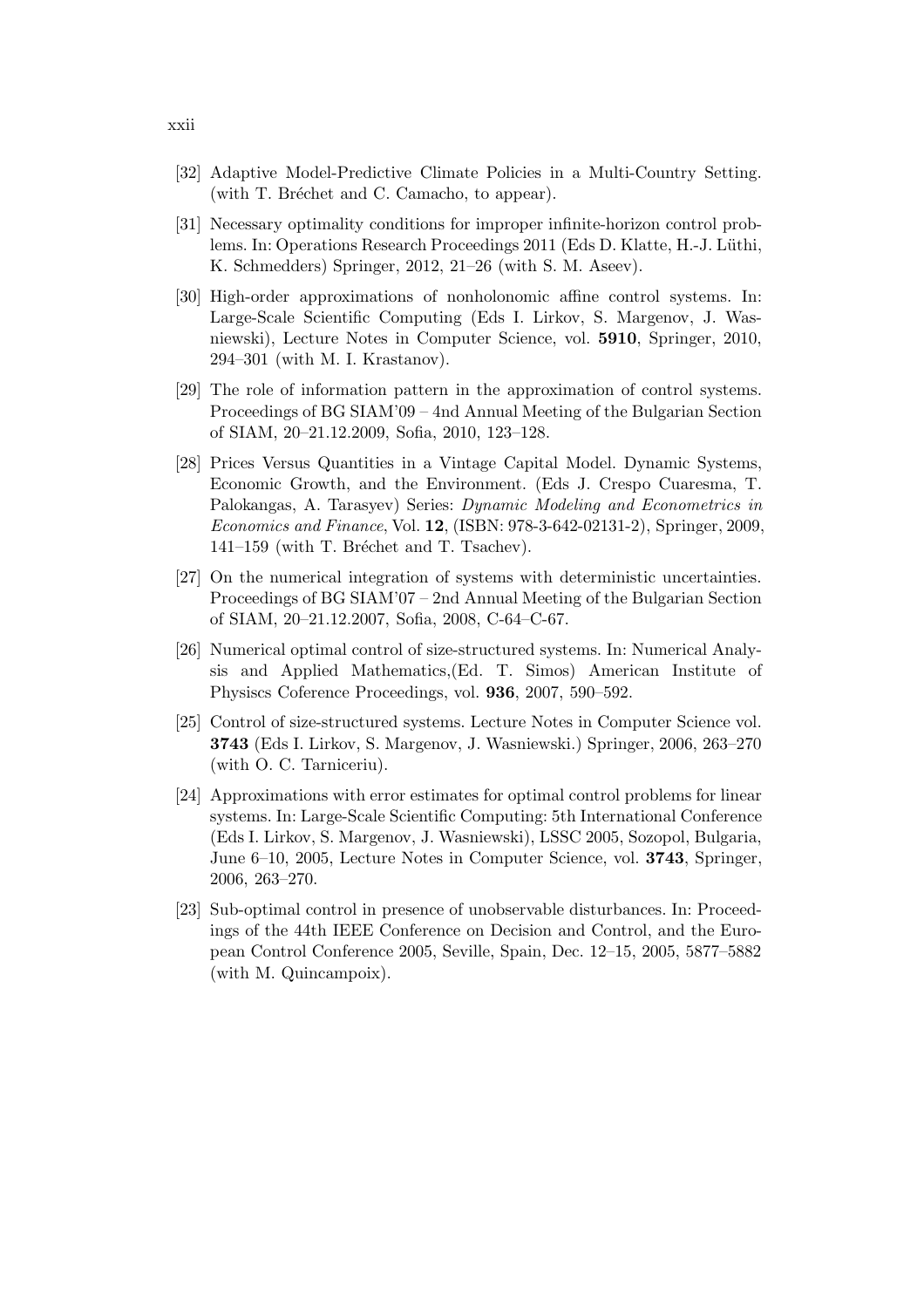[32] Adaptive Model-Predictive Climate Policies in a Multi-Country Setting. (with T. Bréchet and C. Camacho, to appear).

[31] Necessary optimality conditions for improper infinite-horizon control problems. In: Operations Research Proceedings 2011 (Eds D. Klatte, H.-J. Lüthi, K. Schmedders) Springer, 2012, 21–26 (with S. M. Aseev).

[30] High-order approximations of nonholonomic affine control systems. In: Large-Scale Scientific Computing (Eds I. Lirkov, S. Margenov, J. Wasniewski), Lecture Notes in Computer Science, vol. **5910**, Springer, 2010, 294–301 (with M. I. Krastanov).

[29] The role of information pattern in the approximation of control systems. Proceedings of BG SIAM'09 – 4nd Annual Meeting of the Bulgarian Section of SIAM, 20–21.12.2009, Sofia, 2010, 123–128.

[28] Prices Versus Quantities in a Vintage Capital Model. Dynamic Systems, Economic Growth, and the Environment. (Eds J. Crespo Cuaresma, T. Palokangas, A. Tarasyev) Series: *Dynamic Modeling and Econometrics in Economics and Finance*, Vol. **12**, (ISBN: 978-3-642-02131-2), Springer, 2009, 141–159 (with T. Bréchet and T. Tsachev).

[27] On the numerical integration of systems with deterministic uncertainties. Proceedings of BG SIAM'07 – 2nd Annual Meeting of the Bulgarian Section of SIAM, 20–21.12.2007, Sofia, 2008, C-64–C-67.

[26] Numerical optimal control of size-structured systems. In: Numerical Analysis and Applied Mathematics,(Ed. T. Simos) American Institute of Physiscs Coference Proceedings, vol. **936**, 2007, 590–592.

[25] Control of size-structured systems. Lecture Notes in Computer Science vol. **3743** (Eds I. Lirkov, S. Margenov, J. Wasniewski.) Springer, 2006, 263–270 (with O. C. Tarniceriu).

[24] Approximations with error estimates for optimal control problems for linear systems. In: Large-Scale Scientific Computing: 5th International Conference (Eds I. Lirkov, S. Margenov, J. Wasniewski), LSSC 2005, Sozopol, Bulgaria, June 6–10, 2005, Lecture Notes in Computer Science, vol. **3743**, Springer, 2006, 263–270.

[23] Sub-optimal control in presence of unobservable disturbances. In: Proceedings of the 44th IEEE Conference on Decision and Control, and the European Control Conference 2005, Seville, Spain, Dec. 12–15, 2005, 5877–5882 (with M. Quincampoix).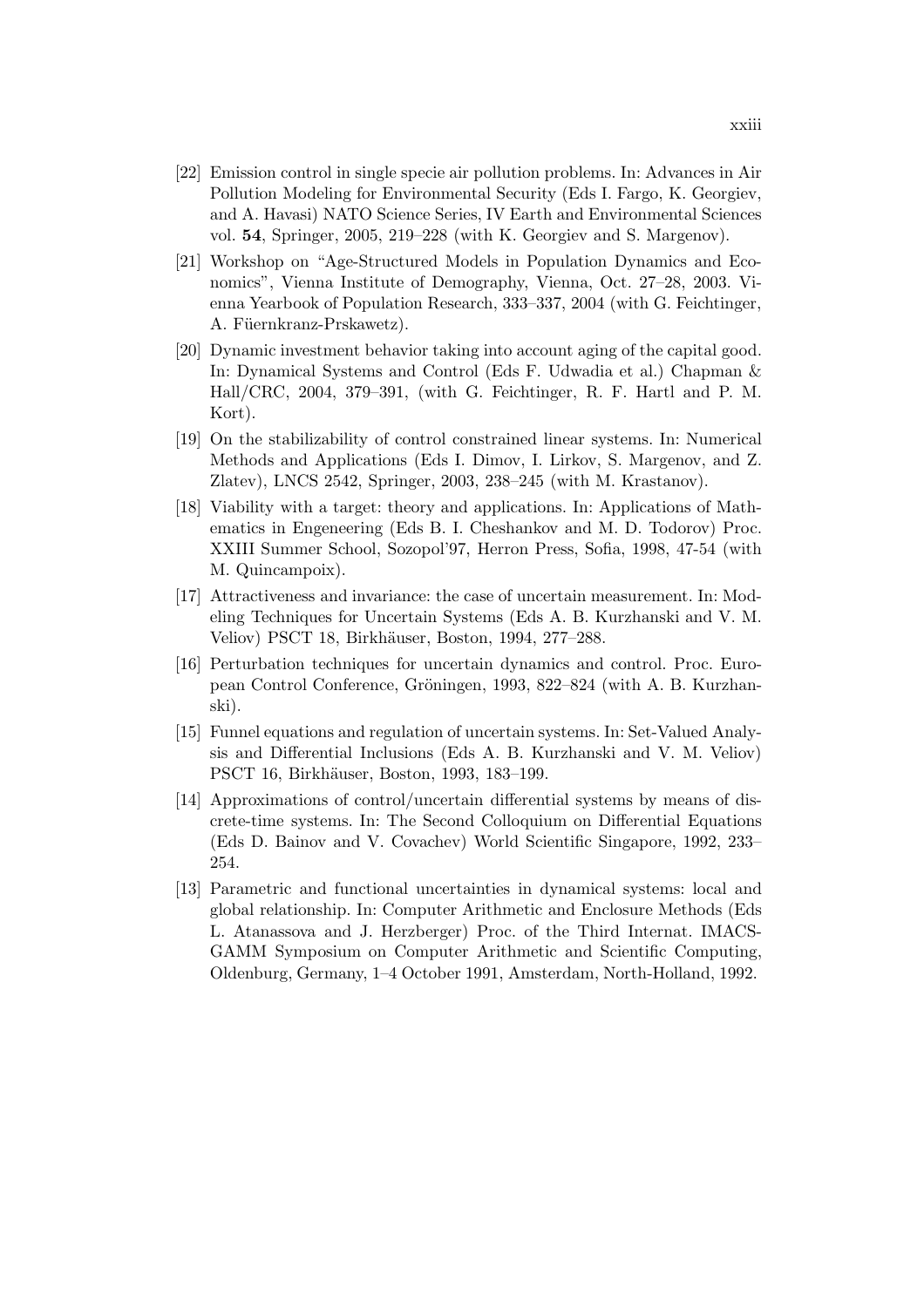[22] Emission control in single specie air pollution problems. In: Advances in Air Pollution Modeling for Environmental Security (Eds I. Fargo, K. Georgiev, and A. Havasi) NATO Science Series, IV Earth and Environmental Sciences vol. **54**, Springer, 2005, 219–228 (with K. Georgiev and S. Margenov).

[21] Workshop on "Age-Structured Models in Population Dynamics and Economics", Vienna Institute of Demography, Vienna, Oct. 27–28, 2003. Vienna Yearbook of Population Research, 333–337, 2004 (with G. Feichtinger, A. Füernkranz-Prskawetz).

[20] Dynamic investment behavior taking into account aging of the capital good. In: Dynamical Systems and Control (Eds F. Udwadia et al.) Chapman & Hall/CRC, 2004, 379–391, (with G. Feichtinger, R. F. Hartl and P. M. Kort).

[19] On the stabilizability of control constrained linear systems. In: Numerical Methods and Applications (Eds I. Dimov, I. Lirkov, S. Margenov, and Z. Zlatev), LNCS 2542, Springer, 2003, 238–245 (with M. Krastanov).

[18] Viability with a target: theory and applications. In: Applications of Mathematics in Engeneering (Eds B. I. Cheshankov and M. D. Todorov) Proc. XXIII Summer School, Sozopol'97, Herron Press, Sofia, 1998, 47-54 (with M. Quincampoix).

[17] Attractiveness and invariance: the case of uncertain measurement. In: Modeling Techniques for Uncertain Systems (Eds A. B. Kurzhanski and V. M. Veliov) PSCT 18, Birkhäuser, Boston, 1994, 277–288.

[16] Perturbation techniques for uncertain dynamics and control. Proc. European Control Conference, Gröningen, 1993, 822–824 (with A. B. Kurzhanski).

[15] Funnel equations and regulation of uncertain systems. In: Set-Valued Analysis and Differential Inclusions (Eds A. B. Kurzhanski and V. M. Veliov) PSCT 16, Birkhäuser, Boston, 1993, 183–199.

[14] Approximations of control/uncertain differential systems by means of discrete-time systems. In: The Second Colloquium on Differential Equations (Eds D. Bainov and V. Covachev) World Scientific Singapore, 1992, 233–254.

[13] Parametric and functional uncertainties in dynamical systems: local and global relationship. In: Computer Arithmetic and Enclosure Methods (Eds L. Atanassova and J. Herzberger) Proc. of the Third Internat. IMACS-GAMM Symposium on Computer Arithmetic and Scientific Computing, Oldenburg, Germany, 1–4 October 1991, Amsterdam, North-Holland, 1992.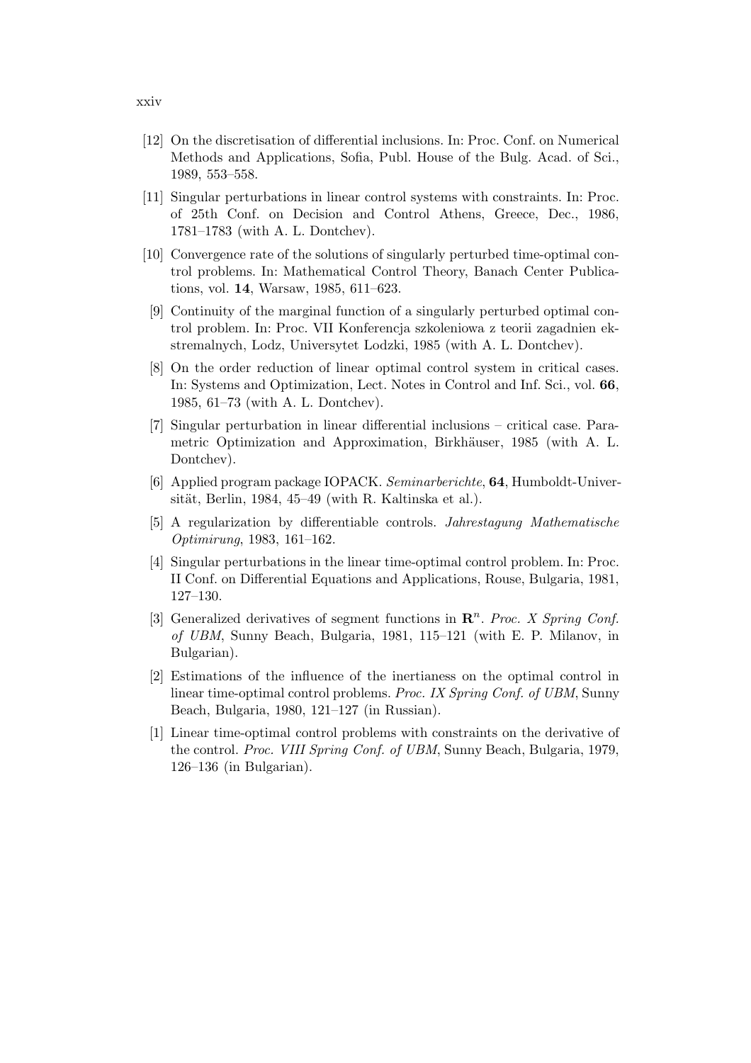[12] On the discretisation of differential inclusions. In: Proc. Conf. on Numerical Methods and Applications, Sofia, Publ. House of the Bulg. Acad. of Sci., 1989, 553–558.

[11] Singular perturbations in linear control systems with constraints. In: Proc. of 25th Conf. on Decision and Control Athens, Greece, Dec., 1986, 1781–1783 (with A. L. Dontchev).

[10] Convergence rate of the solutions of singularly perturbed time-optimal control problems. In: Mathematical Control Theory, Banach Center Publications, vol. **14**, Warsaw, 1985, 611–623.

[9] Continuity of the marginal function of a singularly perturbed optimal control problem. In: Proc. VII Konferencja szkoleniowa z teorii zagadnien ekstremalnych, Lodz, Universytet Lodzki, 1985 (with A. L. Dontchev).

[8] On the order reduction of linear optimal control system in critical cases. In: Systems and Optimization, Lect. Notes in Control and Inf. Sci., vol. **66**, 1985, 61–73 (with A. L. Dontchev).

[7] Singular perturbation in linear differential inclusions – critical case. Parametric Optimization and Approximation, Birkhäuser, 1985 (with A. L. Dontchev).

[6] Applied program package IOPACK. *Seminarberichte*, **64**, Humboldt-Universität, Berlin, 1984, 45–49 (with R. Kaltinska et al.).

[5] A regularization by differentiable controls. *Jahrestagung Mathematische Optimirung*, 1983, 161–162.

[4] Singular perturbations in the linear time-optimal control problem. In: Proc. II Conf. on Differential Equations and Applications, Rouse, Bulgaria, 1981, 127–130.

[3] Generalized derivatives of segment functions in $\mathbf{R}^n$. *Proc. X Spring Conf. of UBM*, Sunny Beach, Bulgaria, 1981, 115–121 (with E. P. Milanov, in Bulgarian).

[2] Estimations of the influence of the inertianess on the optimal control in linear time-optimal control problems. *Proc. IX Spring Conf. of UBM*, Sunny Beach, Bulgaria, 1980, 121–127 (in Russian).

[1] Linear time-optimal control problems with constraints on the derivative of the control. *Proc. VIII Spring Conf. of UBM*, Sunny Beach, Bulgaria, 1979, 126–136 (in Bulgarian).